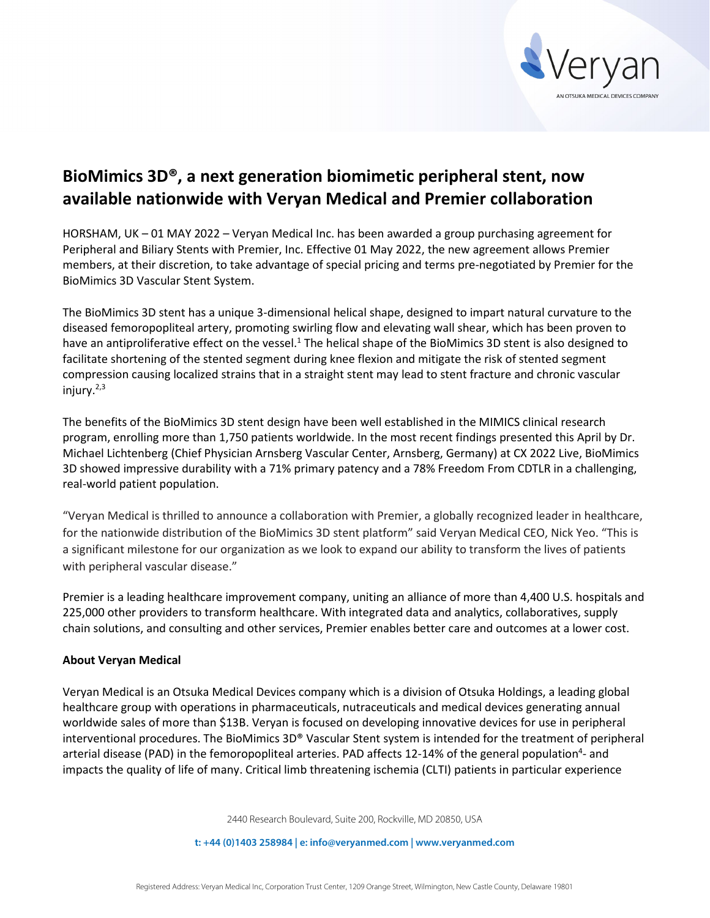# BioMimics 3D®, a next generation biomimetic peripheral stent, now available nationwide with Veryan Medical and Premier collaboration

HORSHAM, UK – 01 MAY 2022 – Veryan Medical Inc. has been awarded a group purchasing agreement for Peripheral and Biliary Stents with Premier, Inc. Effective 01 May 2022, the new agreement allows Premier members, at their discretion, to take advantage of special pricing and terms pre-negotiated by Premier for the BioMimics 3D Vascular Stent System.

The BioMimics 3D stent has a unique 3-dimensional helical shape, designed to impart natural curvature to the diseased femoropopliteal artery, promoting swirling flow and elevating wall shear, which has been proven to have an antiproliferative effect on the vessel.[1] The helical shape of the BioMimics 3D stent is also designed to facilitate shortening of the stented segment during knee flexion and mitigate the risk of stented segment compression causing localized strains that in a straight stent may lead to stent fracture and chronic vascular injury.[2,3]

The benefits of the BioMimics 3D stent design have been well established in the MIMICS clinical research program, enrolling more than 1,750 patients worldwide. In the most recent findings presented this April by Dr. Michael Lichtenberg (Chief Physician Arnsberg Vascular Center, Arnsberg, Germany) at CX 2022 Live, BioMimics 3D showed impressive durability with a 71% primary patency and a 78% Freedom From CDTLR in a challenging, real-world patient population.

"Veryan Medical is thrilled to announce a collaboration with Premier, a globally recognized leader in healthcare, for the nationwide distribution of the BioMimics 3D stent platform" said Veryan Medical CEO, Nick Yeo. "This is a significant milestone for our organization as we look to expand our ability to transform the lives of patients with peripheral vascular disease."

Premier is a leading healthcare improvement company, uniting an alliance of more than 4,400 U.S. hospitals and 225,000 other providers to transform healthcare. With integrated data and analytics, collaboratives, supply chain solutions, and consulting and other services, Premier enables better care and outcomes at a lower cost.

**About Veryan Medical**

Veryan Medical is an Otsuka Medical Devices company which is a division of Otsuka Holdings, a leading global healthcare group with operations in pharmaceuticals, nutraceuticals and medical devices generating annual worldwide sales of more than $13B. Veryan is focused on developing innovative devices for use in peripheral interventional procedures. The BioMimics 3D® Vascular Stent system is intended for the treatment of peripheral arterial disease (PAD) in the femoropopliteal arteries. PAD affects 12-14% of the general population[4]- and impacts the quality of life of many. Critical limb threatening ischemia (CLTI) patients in particular experience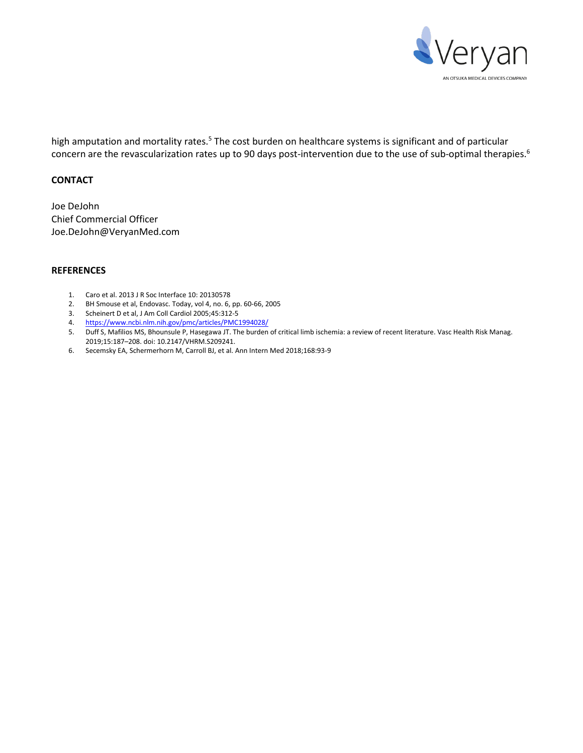high amputation and mortality rates.[5] The cost burden on healthcare systems is significant and of particular concern are the revascularization rates up to 90 days post-intervention due to the use of sub-optimal therapies.[6]

## CONTACT

Joe DeJohn
Chief Commercial Officer
Joe.DeJohn@VeryanMed.com

## REFERENCES

1. Caro et al. 2013 J R Soc Interface 10: 20130578
2. BH Smouse et al, Endovasc. Today, vol 4, no. 6, pp. 60-66, 2005
3. Scheinert D et al, J Am Coll Cardiol 2005;45:312-5
4. https://www.ncbi.nlm.nih.gov/pmc/articles/PMC1994028/
5. Duff S, Mafilios MS, Bhounsule P, Hasegawa JT. The burden of critical limb ischemia: a review of recent literature. Vasc Health Risk Manag. 2019;15:187–208. doi: 10.2147/VHRM.S209241.
6. Secemsky EA, Schermerhorn M, Carroll BJ, et al. Ann Intern Med 2018;168:93-9